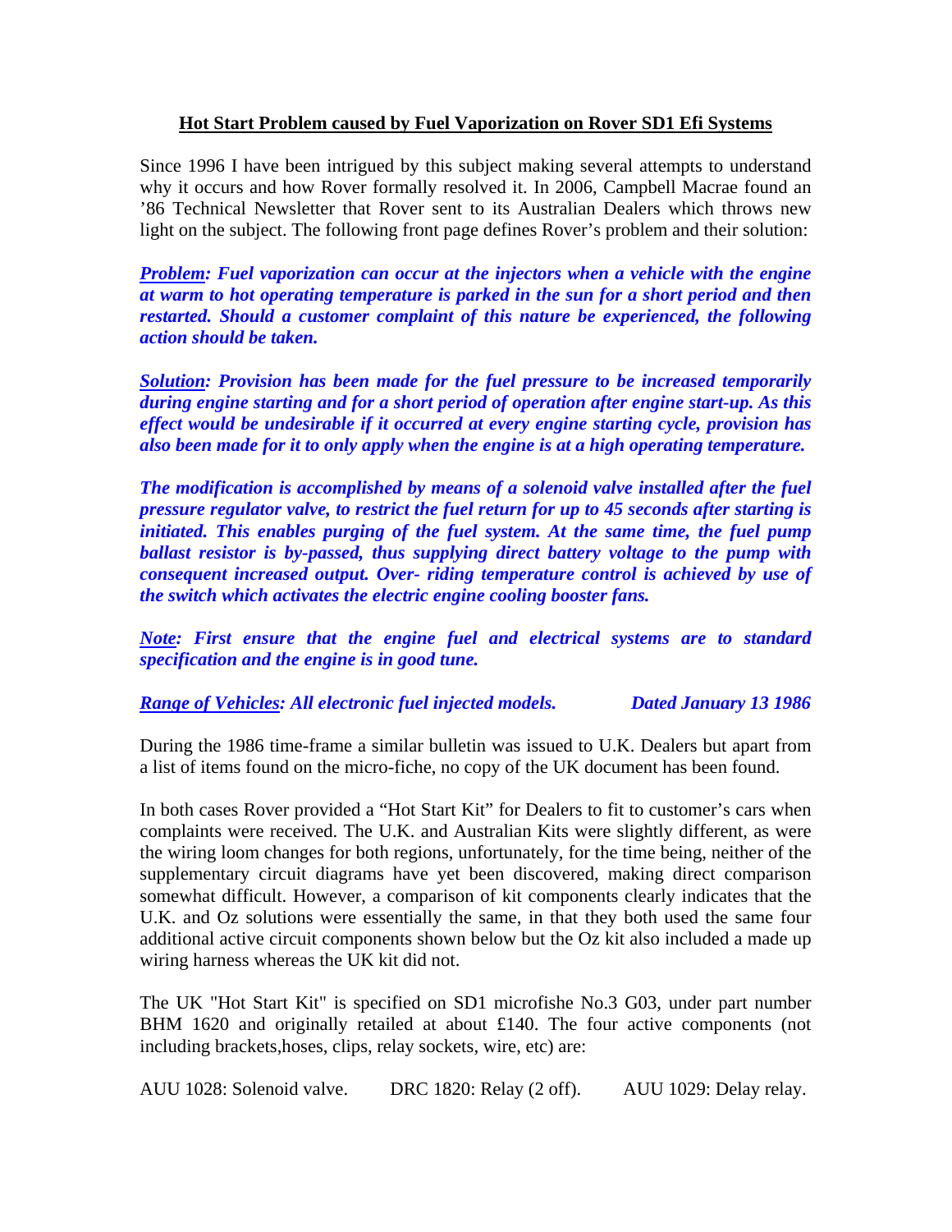**<u>Hot Start Problem caused by Fuel Vaporization on Rover SD1 Efi Systems</u>**

Since 1996 I have been intrigued by this subject making several attempts to understand why it occurs and how Rover formally resolved it. In 2006, Campbell Macrae found an '86 Technical Newsletter that Rover sent to its Australian Dealers which throws new light on the subject. The following front page defines Rover's problem and their solution:

***<u>Problem</u>: Fuel vaporization can occur at the injectors when a vehicle with the engine at warm to hot operating temperature is parked in the sun for a short period and then restarted. Should a customer complaint of this nature be experienced, the following action should be taken.***

***<u>Solution</u>: Provision has been made for the fuel pressure to be increased temporarily during engine starting and for a short period of operation after engine start-up. As this effect would be undesirable if it occurred at every engine starting cycle, provision has also been made for it to only apply when the engine is at a high operating temperature.***

***The modification is accomplished by means of a solenoid valve installed after the fuel pressure regulator valve, to restrict the fuel return for up to 45 seconds after starting is initiated. This enables purging of the fuel system. At the same time, the fuel pump ballast resistor is by-passed, thus supplying direct battery voltage to the pump with consequent increased output. Over- riding temperature control is achieved by use of the switch which activates the electric engine cooling booster fans.***

***<u>Note:</u> First ensure that the engine fuel and electrical systems are to standard specification and the engine is in good tune.***

***<u>Range of Vehicles</u>: All electronic fuel injected models. Dated January 13 1986***

During the 1986 time-frame a similar bulletin was issued to U.K. Dealers but apart from a list of items found on the micro-fiche, no copy of the UK document has been found.

In both cases Rover provided a "Hot Start Kit" for Dealers to fit to customer's cars when complaints were received. The U.K. and Australian Kits were slightly different, as were the wiring loom changes for both regions, unfortunately, for the time being, neither of the supplementary circuit diagrams have yet been discovered, making direct comparison somewhat difficult. However, a comparison of kit components clearly indicates that the U.K. and Oz solutions were essentially the same, in that they both used the same four additional active circuit components shown below but the Oz kit also included a made up wiring harness whereas the UK kit did not.

The UK "Hot Start Kit" is specified on SD1 microfishe No.3 G03, under part number BHM 1620 and originally retailed at about £140. The four active components (not including brackets,hoses, clips, relay sockets, wire, etc) are:

AUU 1028: Solenoid valve. DRC 1820: Relay (2 off). AUU 1029: Delay relay.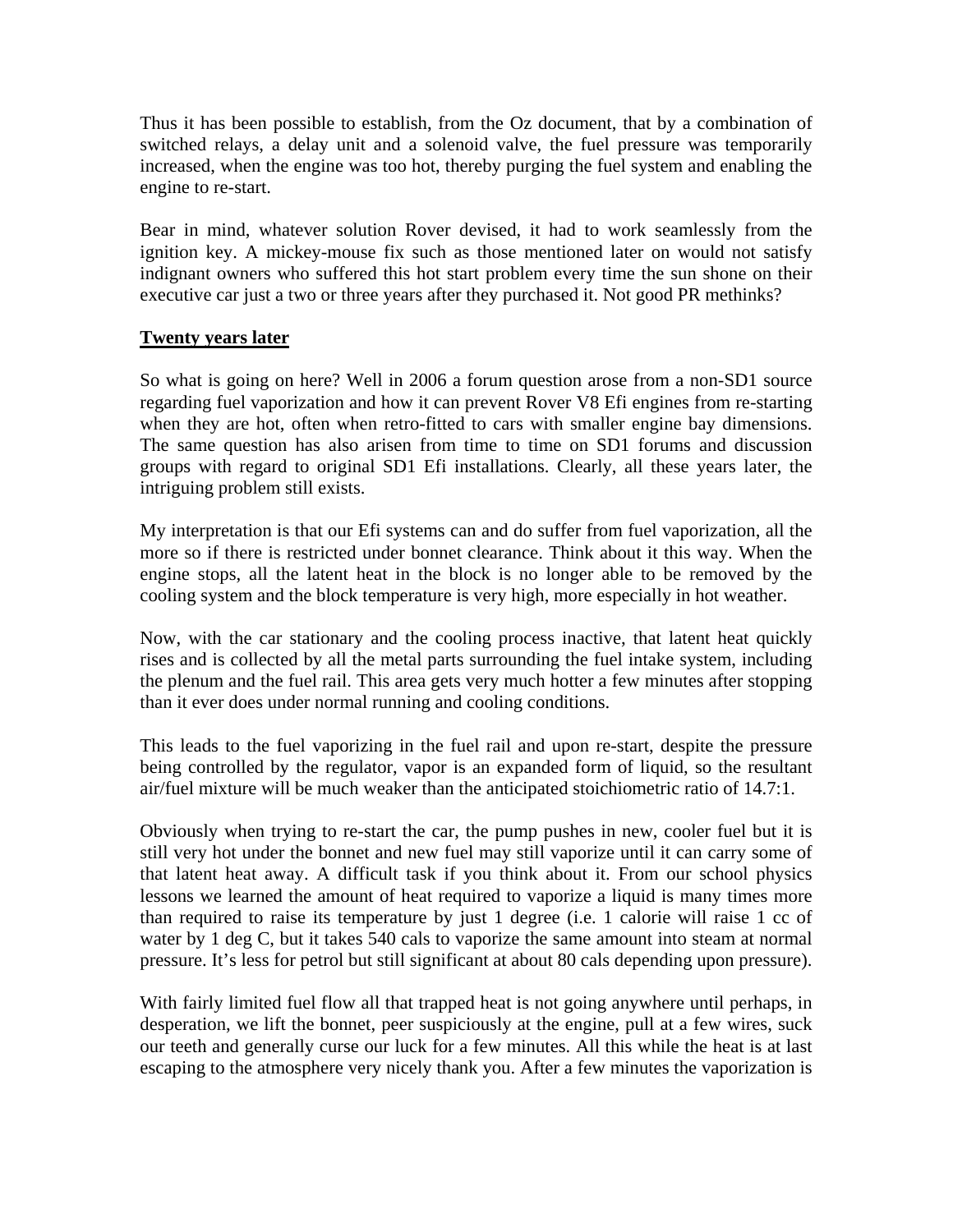Thus it has been possible to establish, from the Oz document, that by a combination of switched relays, a delay unit and a solenoid valve, the fuel pressure was temporarily increased, when the engine was too hot, thereby purging the fuel system and enabling the engine to re-start.

Bear in mind, whatever solution Rover devised, it had to work seamlessly from the ignition key. A mickey-mouse fix such as those mentioned later on would not satisfy indignant owners who suffered this hot start problem every time the sun shone on their executive car just a two or three years after they purchased it. Not good PR methinks?

## Twenty years later

So what is going on here? Well in 2006 a forum question arose from a non-SD1 source regarding fuel vaporization and how it can prevent Rover V8 Efi engines from re-starting when they are hot, often when retro-fitted to cars with smaller engine bay dimensions. The same question has also arisen from time to time on SD1 forums and discussion groups with regard to original SD1 Efi installations. Clearly, all these years later, the intriguing problem still exists.

My interpretation is that our Efi systems can and do suffer from fuel vaporization, all the more so if there is restricted under bonnet clearance. Think about it this way. When the engine stops, all the latent heat in the block is no longer able to be removed by the cooling system and the block temperature is very high, more especially in hot weather.

Now, with the car stationary and the cooling process inactive, that latent heat quickly rises and is collected by all the metal parts surrounding the fuel intake system, including the plenum and the fuel rail. This area gets very much hotter a few minutes after stopping than it ever does under normal running and cooling conditions.

This leads to the fuel vaporizing in the fuel rail and upon re-start, despite the pressure being controlled by the regulator, vapor is an expanded form of liquid, so the resultant air/fuel mixture will be much weaker than the anticipated stoichiometric ratio of 14.7:1.

Obviously when trying to re-start the car, the pump pushes in new, cooler fuel but it is still very hot under the bonnet and new fuel may still vaporize until it can carry some of that latent heat away. A difficult task if you think about it. From our school physics lessons we learned the amount of heat required to vaporize a liquid is many times more than required to raise its temperature by just 1 degree (i.e. 1 calorie will raise 1 cc of water by 1 deg C, but it takes 540 cals to vaporize the same amount into steam at normal pressure. It's less for petrol but still significant at about 80 cals depending upon pressure).

With fairly limited fuel flow all that trapped heat is not going anywhere until perhaps, in desperation, we lift the bonnet, peer suspiciously at the engine, pull at a few wires, suck our teeth and generally curse our luck for a few minutes. All this while the heat is at last escaping to the atmosphere very nicely thank you. After a few minutes the vaporization is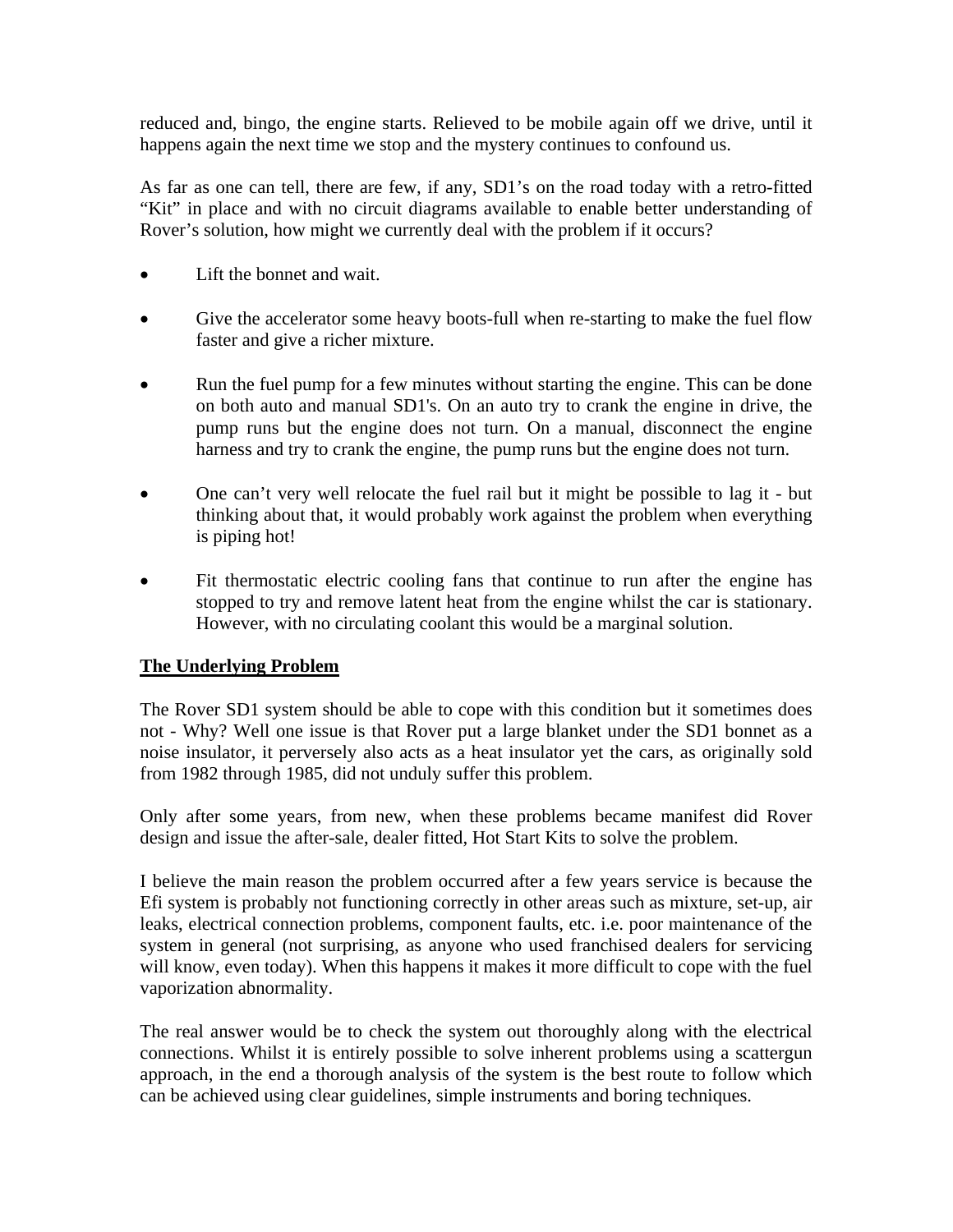reduced and, bingo, the engine starts. Relieved to be mobile again off we drive, until it happens again the next time we stop and the mystery continues to confound us.

As far as one can tell, there are few, if any, SD1's on the road today with a retro-fitted "Kit" in place and with no circuit diagrams available to enable better understanding of Rover's solution, how might we currently deal with the problem if it occurs?

- Lift the bonnet and wait.
- Give the accelerator some heavy boots-full when re-starting to make the fuel flow faster and give a richer mixture.
- Run the fuel pump for a few minutes without starting the engine. This can be done on both auto and manual SD1's. On an auto try to crank the engine in drive, the pump runs but the engine does not turn. On a manual, disconnect the engine harness and try to crank the engine, the pump runs but the engine does not turn.
- One can't very well relocate the fuel rail but it might be possible to lag it - but thinking about that, it would probably work against the problem when everything is piping hot!
- Fit thermostatic electric cooling fans that continue to run after the engine has stopped to try and remove latent heat from the engine whilst the car is stationary. However, with no circulating coolant this would be a marginal solution.

**The Underlying Problem**

The Rover SD1 system should be able to cope with this condition but it sometimes does not - Why? Well one issue is that Rover put a large blanket under the SD1 bonnet as a noise insulator, it perversely also acts as a heat insulator yet the cars, as originally sold from 1982 through 1985, did not unduly suffer this problem.

Only after some years, from new, when these problems became manifest did Rover design and issue the after-sale, dealer fitted, Hot Start Kits to solve the problem.

I believe the main reason the problem occurred after a few years service is because the Efi system is probably not functioning correctly in other areas such as mixture, set-up, air leaks, electrical connection problems, component faults, etc. i.e. poor maintenance of the system in general (not surprising, as anyone who used franchised dealers for servicing will know, even today). When this happens it makes it more difficult to cope with the fuel vaporization abnormality.

The real answer would be to check the system out thoroughly along with the electrical connections. Whilst it is entirely possible to solve inherent problems using a scattergun approach, in the end a thorough analysis of the system is the best route to follow which can be achieved using clear guidelines, simple instruments and boring techniques.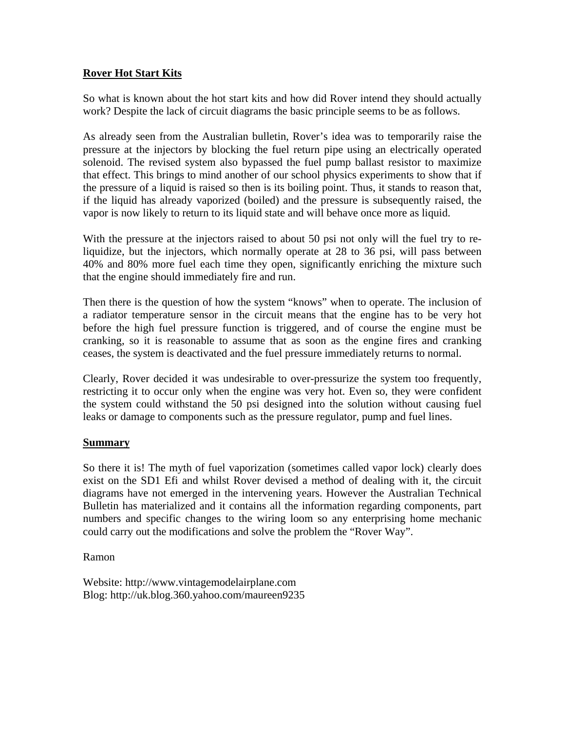## Rover Hot Start Kits

So what is known about the hot start kits and how did Rover intend they should actually work? Despite the lack of circuit diagrams the basic principle seems to be as follows.

As already seen from the Australian bulletin, Rover's idea was to temporarily raise the pressure at the injectors by blocking the fuel return pipe using an electrically operated solenoid. The revised system also bypassed the fuel pump ballast resistor to maximize that effect. This brings to mind another of our school physics experiments to show that if the pressure of a liquid is raised so then is its boiling point. Thus, it stands to reason that, if the liquid has already vaporized (boiled) and the pressure is subsequently raised, the vapor is now likely to return to its liquid state and will behave once more as liquid.

With the pressure at the injectors raised to about 50 psi not only will the fuel try to re-liquidize, but the injectors, which normally operate at 28 to 36 psi, will pass between 40% and 80% more fuel each time they open, significantly enriching the mixture such that the engine should immediately fire and run.

Then there is the question of how the system "knows" when to operate. The inclusion of a radiator temperature sensor in the circuit means that the engine has to be very hot before the high fuel pressure function is triggered, and of course the engine must be cranking, so it is reasonable to assume that as soon as the engine fires and cranking ceases, the system is deactivated and the fuel pressure immediately returns to normal.

Clearly, Rover decided it was undesirable to over-pressurize the system too frequently, restricting it to occur only when the engine was very hot. Even so, they were confident the system could withstand the 50 psi designed into the solution without causing fuel leaks or damage to components such as the pressure regulator, pump and fuel lines.

## Summary

So there it is! The myth of fuel vaporization (sometimes called vapor lock) clearly does exist on the SD1 Efi and whilst Rover devised a method of dealing with it, the circuit diagrams have not emerged in the intervening years. However the Australian Technical Bulletin has materialized and it contains all the information regarding components, part numbers and specific changes to the wiring loom so any enterprising home mechanic could carry out the modifications and solve the problem the "Rover Way".

Ramon

Website: http://www.vintagemodelairplane.com
Blog: http://uk.blog.360.yahoo.com/maureen9235